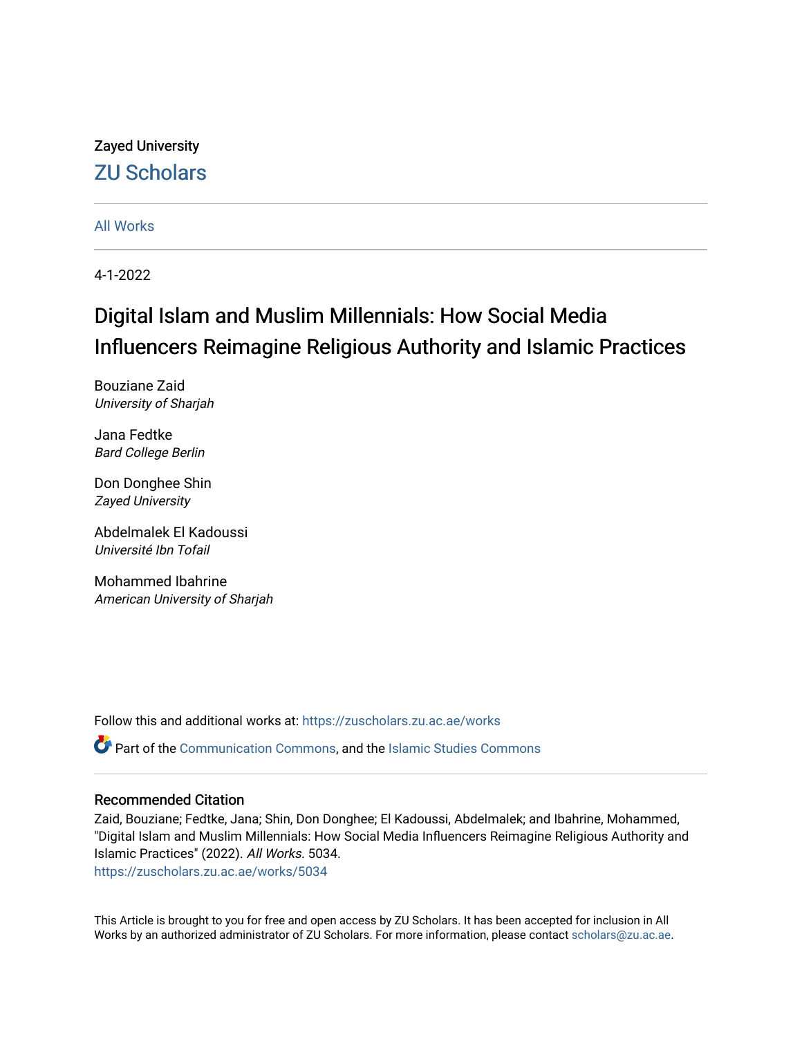Zayed University

ZU Scholars

All Works

4-1-2022

# Digital Islam and Muslim Millennials: How Social Media Influencers Reimagine Religious Authority and Islamic Practices

Bouziane Zaid
*University of Sharjah*

Jana Fedtke
*Bard College Berlin*

Don Donghee Shin
*Zayed University*

Abdelmalek El Kadoussi
*Université Ibn Tofail*

Mohammed Ibahrine
*American University of Sharjah*

Follow this and additional works at: https://zuscholars.zu.ac.ae/works

Part of the Communication Commons, and the Islamic Studies Commons

## Recommended Citation

Zaid, Bouziane; Fedtke, Jana; Shin, Don Donghee; El Kadoussi, Abdelmalek; and Ibahrine, Mohammed, "Digital Islam and Muslim Millennials: How Social Media Influencers Reimagine Religious Authority and Islamic Practices" (2022). *All Works*. 5034.
https://zuscholars.zu.ac.ae/works/5034

This Article is brought to you for free and open access by ZU Scholars. It has been accepted for inclusion in All Works by an authorized administrator of ZU Scholars. For more information, please contact scholars@zu.ac.ae.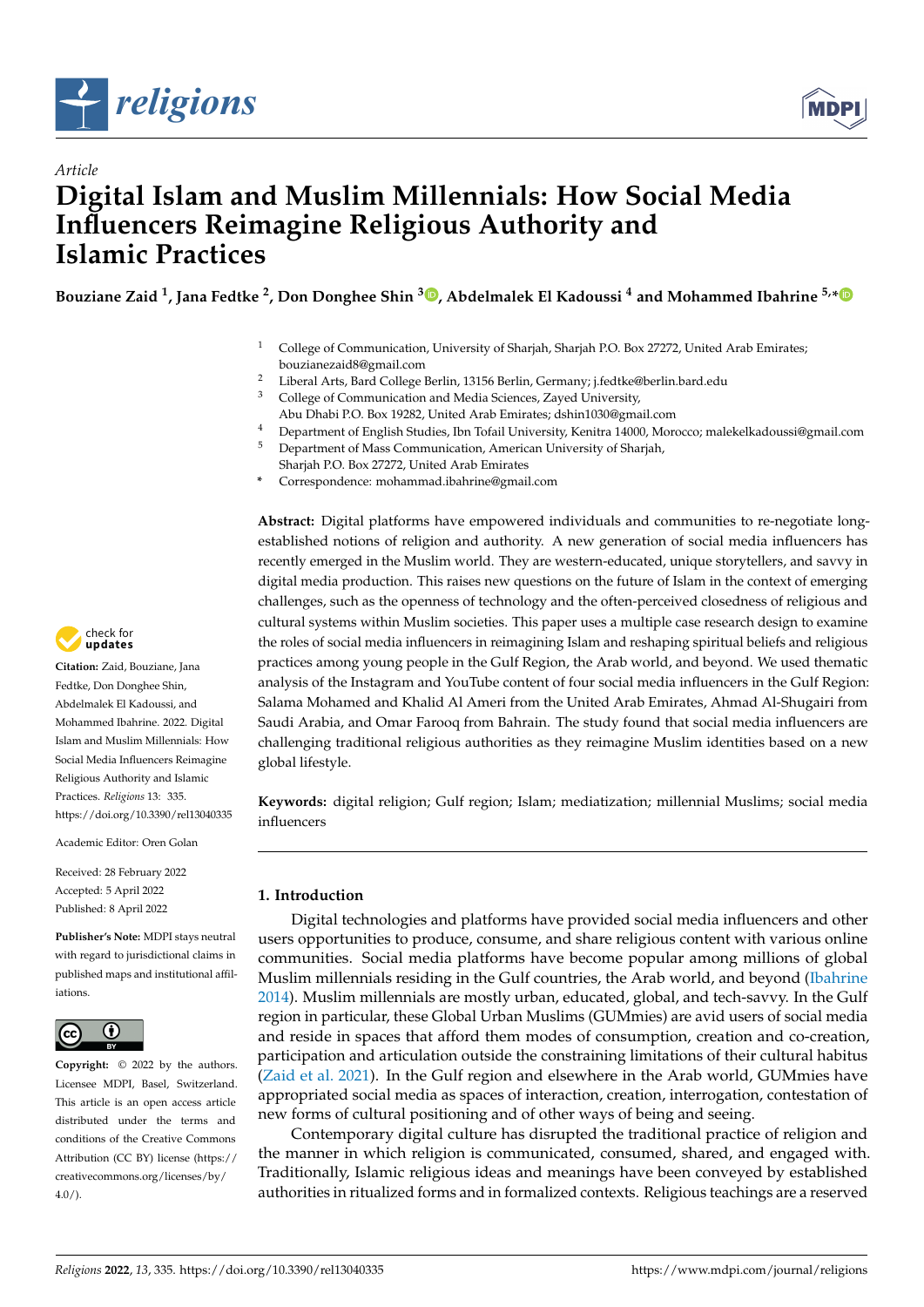*Article*

# Digital Islam and Muslim Millennials: How Social Media Influencers Reimagine Religious Authority and Islamic Practices

**Bouziane Zaid [1], Jana Fedtke [2], Don Donghee Shin [3], Abdelmalek El Kadoussi [4] and Mohammed Ibahrine [5,*]**

[1] College of Communication, University of Sharjah, Sharjah P.O. Box 27272, United Arab Emirates; bouzianezaid8@gmail.com
[2] Liberal Arts, Bard College Berlin, 13156 Berlin, Germany; j.fedtke@berlin.bard.edu
[3] College of Communication and Media Sciences, Zayed University, Abu Dhabi P.O. Box 19282, United Arab Emirates; dshin1030@gmail.com
[4] Department of English Studies, Ibn Tofail University, Kenitra 14000, Morocco; malekelkadoussi@gmail.com
[5] Department of Mass Communication, American University of Sharjah, Sharjah P.O. Box 27272, United Arab Emirates
\* Correspondence: mohammad.ibahrine@gmail.com

**Abstract:** Digital platforms have empowered individuals and communities to re-negotiate long-established notions of religion and authority. A new generation of social media influencers has recently emerged in the Muslim world. They are western-educated, unique storytellers, and savvy in digital media production. This raises new questions on the future of Islam in the context of emerging challenges, such as the openness of technology and the often-perceived closedness of religious and cultural systems within Muslim societies. This paper uses a multiple case research design to examine the roles of social media influencers in reimagining Islam and reshaping spiritual beliefs and religious practices among young people in the Gulf Region, the Arab world, and beyond. We used thematic analysis of the Instagram and YouTube content of four social media influencers in the Gulf Region: Salama Mohamed and Khalid Al Ameri from the United Arab Emirates, Ahmad Al-Shugairi from Saudi Arabia, and Omar Farooq from Bahrain. The study found that social media influencers are challenging traditional religious authorities as they reimagine Muslim identities based on a new global lifestyle.

**Keywords:** digital religion; Gulf region; Islam; mediatization; millennial Muslims; social media influencers

**Citation:** Zaid, Bouziane, Jana Fedtke, Don Donghee Shin, Abdelmalek El Kadoussi, and Mohammed Ibahrine. 2022. Digital Islam and Muslim Millennials: How Social Media Influencers Reimagine Religious Authority and Islamic Practices. *Religions* 13: 335. https://doi.org/10.3390/rel13040335

Academic Editor: Oren Golan

Received: 28 February 2022
Accepted: 5 April 2022
Published: 8 April 2022

**Publisher's Note:** MDPI stays neutral with regard to jurisdictional claims in published maps and institutional affiliations.

**Copyright:** © 2022 by the authors. Licensee MDPI, Basel, Switzerland. This article is an open access article distributed under the terms and conditions of the Creative Commons Attribution (CC BY) license (https://creativecommons.org/licenses/by/4.0/).

## 1. Introduction

Digital technologies and platforms have provided social media influencers and other users opportunities to produce, consume, and share religious content with various online communities. Social media platforms have become popular among millions of global Muslim millennials residing in the Gulf countries, the Arab world, and beyond (Ibahrine 2014). Muslim millennials are mostly urban, educated, global, and tech-savvy. In the Gulf region in particular, these Global Urban Muslims (GUMmies) are avid users of social media and reside in spaces that afford them modes of consumption, creation and co-creation, participation and articulation outside the constraining limitations of their cultural habitus (Zaid et al. 2021). In the Gulf region and elsewhere in the Arab world, GUMmies have appropriated social media as spaces of interaction, creation, interrogation, contestation of new forms of cultural positioning and of other ways of being and seeing.

Contemporary digital culture has disrupted the traditional practice of religion and the manner in which religion is communicated, consumed, shared, and engaged with. Traditionally, Islamic religious ideas and meanings have been conveyed by established authorities in ritualized forms and in formalized contexts. Religious teachings are a reserved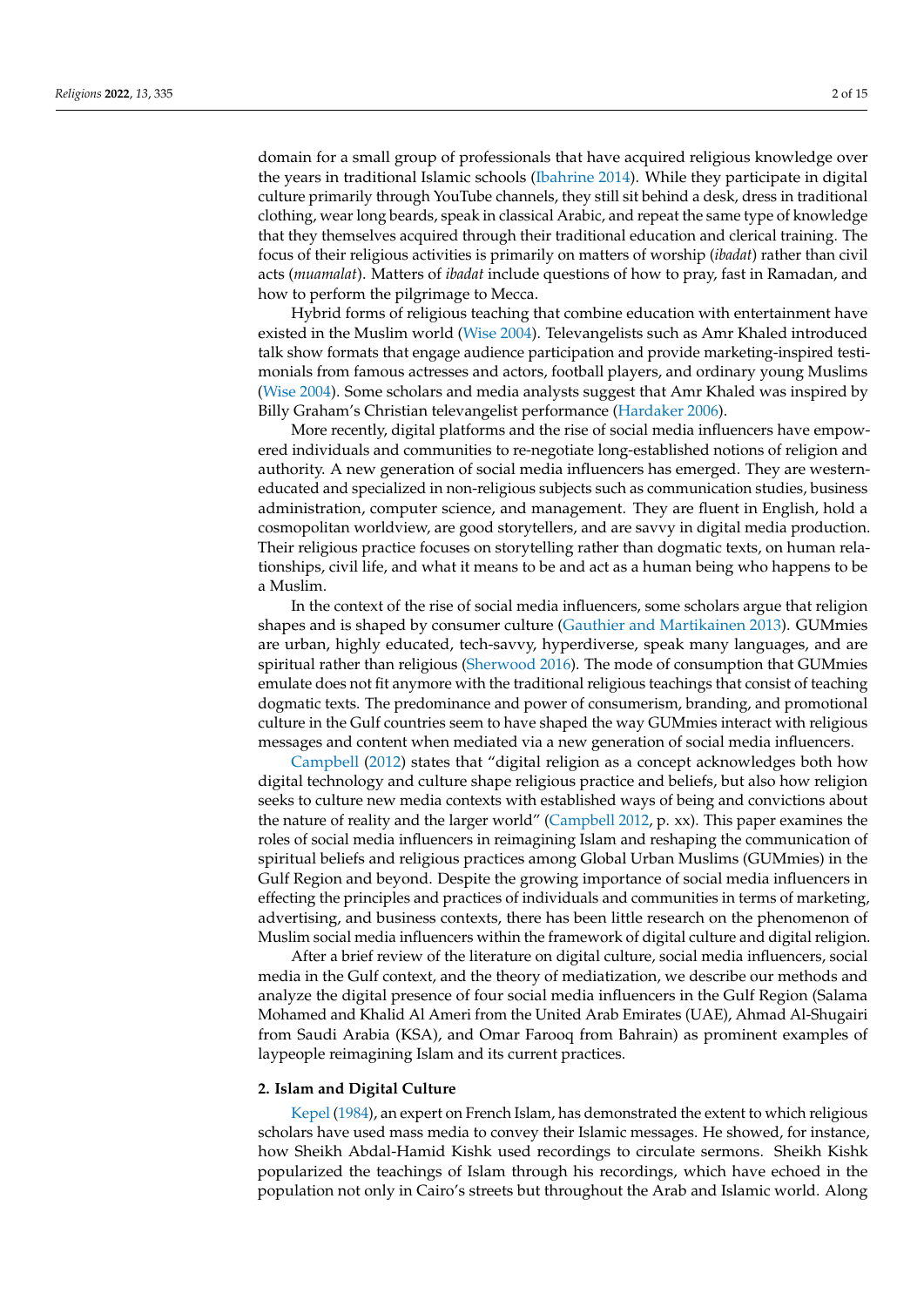domain for a small group of professionals that have acquired religious knowledge over the years in traditional Islamic schools (Ibahrine 2014). While they participate in digital culture primarily through YouTube channels, they still sit behind a desk, dress in traditional clothing, wear long beards, speak in classical Arabic, and repeat the same type of knowledge that they themselves acquired through their traditional education and clerical training. The focus of their religious activities is primarily on matters of worship (*ibadat*) rather than civil acts (*muamalat*). Matters of *ibadat* include questions of how to pray, fast in Ramadan, and how to perform the pilgrimage to Mecca.

Hybrid forms of religious teaching that combine education with entertainment have existed in the Muslim world (Wise 2004). Televangelists such as Amr Khaled introduced talk show formats that engage audience participation and provide marketing-inspired testimonials from famous actresses and actors, football players, and ordinary young Muslims (Wise 2004). Some scholars and media analysts suggest that Amr Khaled was inspired by Billy Graham's Christian televangelist performance (Hardaker 2006).

More recently, digital platforms and the rise of social media influencers have empowered individuals and communities to re-negotiate long-established notions of religion and authority. A new generation of social media influencers has emerged. They are western-educated and specialized in non-religious subjects such as communication studies, business administration, computer science, and management. They are fluent in English, hold a cosmopolitan worldview, are good storytellers, and are savvy in digital media production. Their religious practice focuses on storytelling rather than dogmatic texts, on human relationships, civil life, and what it means to be and act as a human being who happens to be a Muslim.

In the context of the rise of social media influencers, some scholars argue that religion shapes and is shaped by consumer culture (Gauthier and Martikainen 2013). GUMmies are urban, highly educated, tech-savvy, hyperdiverse, speak many languages, and are spiritual rather than religious (Sherwood 2016). The mode of consumption that GUMmies emulate does not fit anymore with the traditional religious teachings that consist of teaching dogmatic texts. The predominance and power of consumerism, branding, and promotional culture in the Gulf countries seem to have shaped the way GUMmies interact with religious messages and content when mediated via a new generation of social media influencers.

Campbell (2012) states that "digital religion as a concept acknowledges both how digital technology and culture shape religious practice and beliefs, but also how religion seeks to culture new media contexts with established ways of being and convictions about the nature of reality and the larger world" (Campbell 2012, p. xx). This paper examines the roles of social media influencers in reimagining Islam and reshaping the communication of spiritual beliefs and religious practices among Global Urban Muslims (GUMmies) in the Gulf Region and beyond. Despite the growing importance of social media influencers in effecting the principles and practices of individuals and communities in terms of marketing, advertising, and business contexts, there has been little research on the phenomenon of Muslim social media influencers within the framework of digital culture and digital religion.

After a brief review of the literature on digital culture, social media influencers, social media in the Gulf context, and the theory of mediatization, we describe our methods and analyze the digital presence of four social media influencers in the Gulf Region (Salama Mohamed and Khalid Al Ameri from the United Arab Emirates (UAE), Ahmad Al-Shugairi from Saudi Arabia (KSA), and Omar Farooq from Bahrain) as prominent examples of laypeople reimagining Islam and its current practices.

## 2. Islam and Digital Culture

Kepel (1984), an expert on French Islam, has demonstrated the extent to which religious scholars have used mass media to convey their Islamic messages. He showed, for instance, how Sheikh Abdal-Hamid Kishk used recordings to circulate sermons. Sheikh Kishk popularized the teachings of Islam through his recordings, which have echoed in the population not only in Cairo's streets but throughout the Arab and Islamic world. Along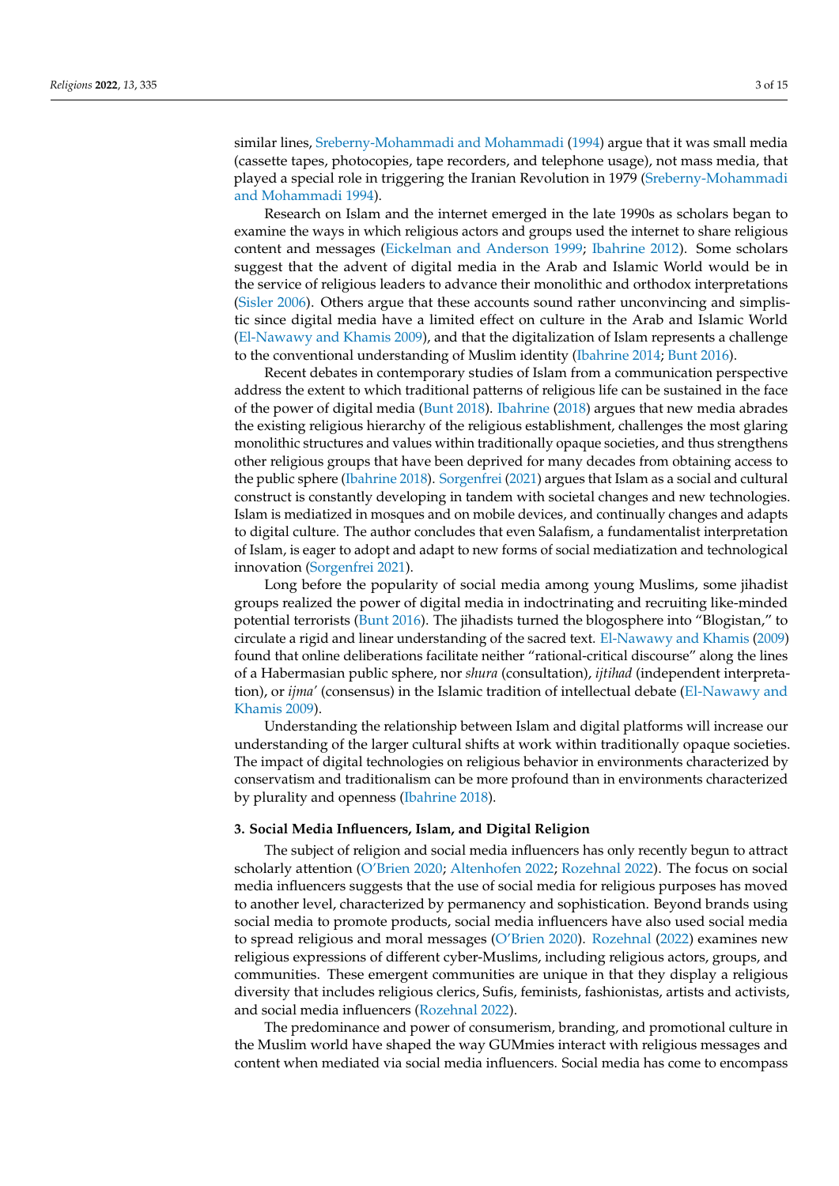similar lines, Sreberny-Mohammadi and Mohammadi (1994) argue that it was small media (cassette tapes, photocopies, tape recorders, and telephone usage), not mass media, that played a special role in triggering the Iranian Revolution in 1979 (Sreberny-Mohammadi and Mohammadi 1994).

Research on Islam and the internet emerged in the late 1990s as scholars began to examine the ways in which religious actors and groups used the internet to share religious content and messages (Eickelman and Anderson 1999; Ibahrine 2012). Some scholars suggest that the advent of digital media in the Arab and Islamic World would be in the service of religious leaders to advance their monolithic and orthodox interpretations (Sisler 2006). Others argue that these accounts sound rather unconvincing and simplistic since digital media have a limited effect on culture in the Arab and Islamic World (El-Nawawy and Khamis 2009), and that the digitalization of Islam represents a challenge to the conventional understanding of Muslim identity (Ibahrine 2014; Bunt 2016).

Recent debates in contemporary studies of Islam from a communication perspective address the extent to which traditional patterns of religious life can be sustained in the face of the power of digital media (Bunt 2018). Ibahrine (2018) argues that new media abrades the existing religious hierarchy of the religious establishment, challenges the most glaring monolithic structures and values within traditionally opaque societies, and thus strengthens other religious groups that have been deprived for many decades from obtaining access to the public sphere (Ibahrine 2018). Sorgenfrei (2021) argues that Islam as a social and cultural construct is constantly developing in tandem with societal changes and new technologies. Islam is mediatized in mosques and on mobile devices, and continually changes and adapts to digital culture. The author concludes that even Salafism, a fundamentalist interpretation of Islam, is eager to adopt and adapt to new forms of social mediatization and technological innovation (Sorgenfrei 2021).

Long before the popularity of social media among young Muslims, some jihadist groups realized the power of digital media in indoctrinating and recruiting like-minded potential terrorists (Bunt 2016). The jihadists turned the blogosphere into "Blogistan," to circulate a rigid and linear understanding of the sacred text. El-Nawawy and Khamis (2009) found that online deliberations facilitate neither "rational-critical discourse" along the lines of a Habermasian public sphere, nor *shura* (consultation), *ijtihad* (independent interpretation), or *ijma'* (consensus) in the Islamic tradition of intellectual debate (El-Nawawy and Khamis 2009).

Understanding the relationship between Islam and digital platforms will increase our understanding of the larger cultural shifts at work within traditionally opaque societies. The impact of digital technologies on religious behavior in environments characterized by conservatism and traditionalism can be more profound than in environments characterized by plurality and openness (Ibahrine 2018).

### 3. Social Media Influencers, Islam, and Digital Religion

The subject of religion and social media influencers has only recently begun to attract scholarly attention (O'Brien 2020; Altenhofen 2022; Rozehnal 2022). The focus on social media influencers suggests that the use of social media for religious purposes has moved to another level, characterized by permanency and sophistication. Beyond brands using social media to promote products, social media influencers have also used social media to spread religious and moral messages (O'Brien 2020). Rozehnal (2022) examines new religious expressions of different cyber-Muslims, including religious actors, groups, and communities. These emergent communities are unique in that they display a religious diversity that includes religious clerics, Sufis, feminists, fashionistas, artists and activists, and social media influencers (Rozehnal 2022).

The predominance and power of consumerism, branding, and promotional culture in the Muslim world have shaped the way GUMmies interact with religious messages and content when mediated via social media influencers. Social media has come to encompass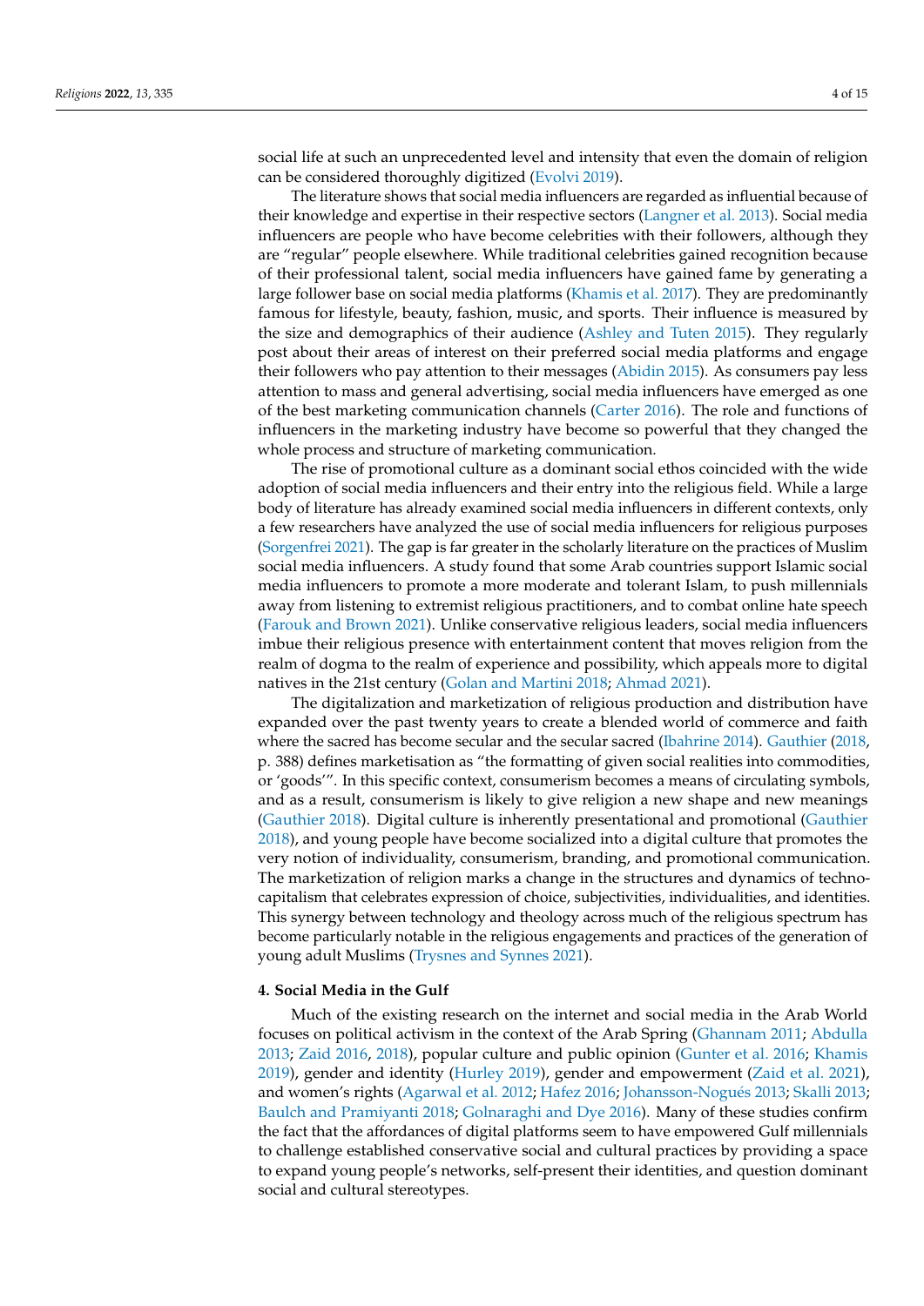social life at such an unprecedented level and intensity that even the domain of religion can be considered thoroughly digitized (Evolvi 2019).

The literature shows that social media influencers are regarded as influential because of their knowledge and expertise in their respective sectors (Langner et al. 2013). Social media influencers are people who have become celebrities with their followers, although they are "regular" people elsewhere. While traditional celebrities gained recognition because of their professional talent, social media influencers have gained fame by generating a large follower base on social media platforms (Khamis et al. 2017). They are predominantly famous for lifestyle, beauty, fashion, music, and sports. Their influence is measured by the size and demographics of their audience (Ashley and Tuten 2015). They regularly post about their areas of interest on their preferred social media platforms and engage their followers who pay attention to their messages (Abidin 2015). As consumers pay less attention to mass and general advertising, social media influencers have emerged as one of the best marketing communication channels (Carter 2016). The role and functions of influencers in the marketing industry have become so powerful that they changed the whole process and structure of marketing communication.

The rise of promotional culture as a dominant social ethos coincided with the wide adoption of social media influencers and their entry into the religious field. While a large body of literature has already examined social media influencers in different contexts, only a few researchers have analyzed the use of social media influencers for religious purposes (Sorgenfrei 2021). The gap is far greater in the scholarly literature on the practices of Muslim social media influencers. A study found that some Arab countries support Islamic social media influencers to promote a more moderate and tolerant Islam, to push millennials away from listening to extremist religious practitioners, and to combat online hate speech (Farouk and Brown 2021). Unlike conservative religious leaders, social media influencers imbue their religious presence with entertainment content that moves religion from the realm of dogma to the realm of experience and possibility, which appeals more to digital natives in the 21st century (Golan and Martini 2018; Ahmad 2021).

The digitalization and marketization of religious production and distribution have expanded over the past twenty years to create a blended world of commerce and faith where the sacred has become secular and the secular sacred (Ibahrine 2014). Gauthier (2018, p. 388) defines marketisation as "the formatting of given social realities into commodities, or 'goods'". In this specific context, consumerism becomes a means of circulating symbols, and as a result, consumerism is likely to give religion a new shape and new meanings (Gauthier 2018). Digital culture is inherently presentational and promotional (Gauthier 2018), and young people have become socialized into a digital culture that promotes the very notion of individuality, consumerism, branding, and promotional communication. The marketization of religion marks a change in the structures and dynamics of techno-capitalism that celebrates expression of choice, subjectivities, individualities, and identities. This synergy between technology and theology across much of the religious spectrum has become particularly notable in the religious engagements and practices of the generation of young adult Muslims (Trysnes and Synnes 2021).

## 4. Social Media in the Gulf

Much of the existing research on the internet and social media in the Arab World focuses on political activism in the context of the Arab Spring (Ghannam 2011; Abdulla 2013; Zaid 2016, 2018), popular culture and public opinion (Gunter et al. 2016; Khamis 2019), gender and identity (Hurley 2019), gender and empowerment (Zaid et al. 2021), and women's rights (Agarwal et al. 2012; Hafez 2016; Johansson-Nogués 2013; Skalli 2013; Baulch and Pramiyanti 2018; Golnaraghi and Dye 2016). Many of these studies confirm the fact that the affordances of digital platforms seem to have empowered Gulf millennials to challenge established conservative social and cultural practices by providing a space to expand young people's networks, self-present their identities, and question dominant social and cultural stereotypes.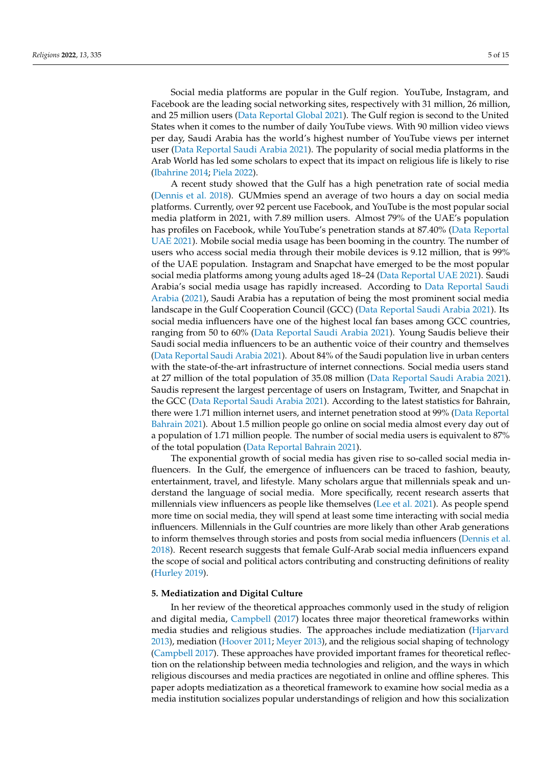Social media platforms are popular in the Gulf region. YouTube, Instagram, and Facebook are the leading social networking sites, respectively with 31 million, 26 million, and 25 million users (Data Reportal Global 2021). The Gulf region is second to the United States when it comes to the number of daily YouTube views. With 90 million video views per day, Saudi Arabia has the world's highest number of YouTube views per internet user (Data Reportal Saudi Arabia 2021). The popularity of social media platforms in the Arab World has led some scholars to expect that its impact on religious life is likely to rise (Ibahrine 2014; Piela 2022).

A recent study showed that the Gulf has a high penetration rate of social media (Dennis et al. 2018). GUMmies spend an average of two hours a day on social media platforms. Currently, over 92 percent use Facebook, and YouTube is the most popular social media platform in 2021, with 7.89 million users. Almost 79% of the UAE's population has profiles on Facebook, while YouTube's penetration stands at 87.40% (Data Reportal UAE 2021). Mobile social media usage has been booming in the country. The number of users who access social media through their mobile devices is 9.12 million, that is 99% of the UAE population. Instagram and Snapchat have emerged to be the most popular social media platforms among young adults aged 18–24 (Data Reportal UAE 2021). Saudi Arabia's social media usage has rapidly increased. According to Data Reportal Saudi Arabia (2021), Saudi Arabia has a reputation of being the most prominent social media landscape in the Gulf Cooperation Council (GCC) (Data Reportal Saudi Arabia 2021). Its social media influencers have one of the highest local fan bases among GCC countries, ranging from 50 to 60% (Data Reportal Saudi Arabia 2021). Young Saudis believe their Saudi social media influencers to be an authentic voice of their country and themselves (Data Reportal Saudi Arabia 2021). About 84% of the Saudi population live in urban centers with the state-of-the-art infrastructure of internet connections. Social media users stand at 27 million of the total population of 35.08 million (Data Reportal Saudi Arabia 2021). Saudis represent the largest percentage of users on Instagram, Twitter, and Snapchat in the GCC (Data Reportal Saudi Arabia 2021). According to the latest statistics for Bahrain, there were 1.71 million internet users, and internet penetration stood at 99% (Data Reportal Bahrain 2021). About 1.5 million people go online on social media almost every day out of a population of 1.71 million people. The number of social media users is equivalent to 87% of the total population (Data Reportal Bahrain 2021).

The exponential growth of social media has given rise to so-called social media influencers. In the Gulf, the emergence of influencers can be traced to fashion, beauty, entertainment, travel, and lifestyle. Many scholars argue that millennials speak and understand the language of social media. More specifically, recent research asserts that millennials view influencers as people like themselves (Lee et al. 2021). As people spend more time on social media, they will spend at least some time interacting with social media influencers. Millennials in the Gulf countries are more likely than other Arab generations to inform themselves through stories and posts from social media influencers (Dennis et al. 2018). Recent research suggests that female Gulf-Arab social media influencers expand the scope of social and political actors contributing and constructing definitions of reality (Hurley 2019).

## 5. Mediatization and Digital Culture

In her review of the theoretical approaches commonly used in the study of religion and digital media, Campbell (2017) locates three major theoretical frameworks within media studies and religious studies. The approaches include mediatization (Hjarvard 2013), mediation (Hoover 2011; Meyer 2013), and the religious social shaping of technology (Campbell 2017). These approaches have provided important frames for theoretical reflection on the relationship between media technologies and religion, and the ways in which religious discourses and media practices are negotiated in online and offline spheres. This paper adopts mediatization as a theoretical framework to examine how social media as a media institution socializes popular understandings of religion and how this socialization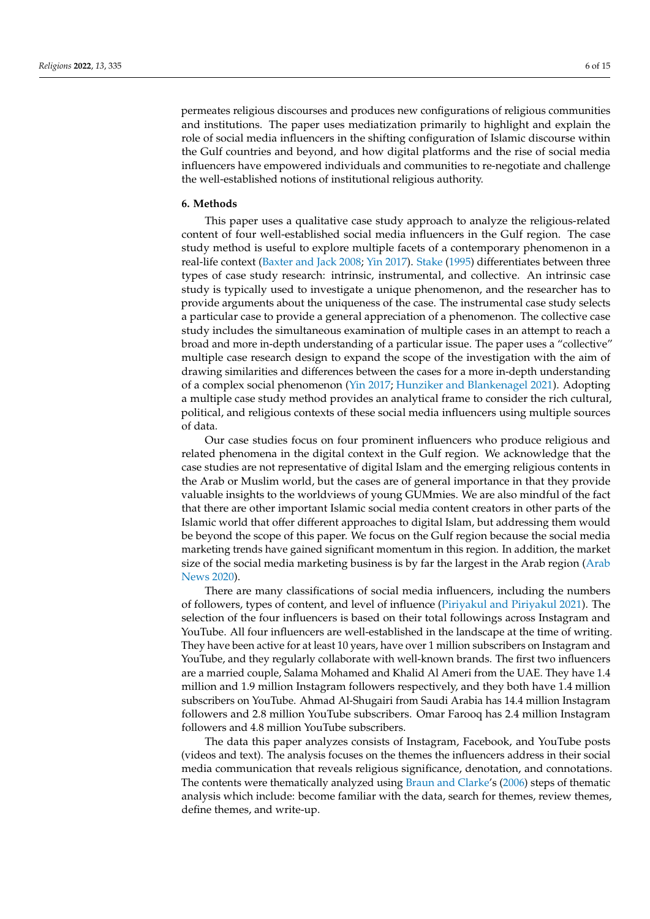permeates religious discourses and produces new configurations of religious communities and institutions. The paper uses mediatization primarily to highlight and explain the role of social media influencers in the shifting configuration of Islamic discourse within the Gulf countries and beyond, and how digital platforms and the rise of social media influencers have empowered individuals and communities to re-negotiate and challenge the well-established notions of institutional religious authority.

## 6. Methods

This paper uses a qualitative case study approach to analyze the religious-related content of four well-established social media influencers in the Gulf region. The case study method is useful to explore multiple facets of a contemporary phenomenon in a real-life context (Baxter and Jack 2008; Yin 2017). Stake (1995) differentiates between three types of case study research: intrinsic, instrumental, and collective. An intrinsic case study is typically used to investigate a unique phenomenon, and the researcher has to provide arguments about the uniqueness of the case. The instrumental case study selects a particular case to provide a general appreciation of a phenomenon. The collective case study includes the simultaneous examination of multiple cases in an attempt to reach a broad and more in-depth understanding of a particular issue. The paper uses a "collective" multiple case research design to expand the scope of the investigation with the aim of drawing similarities and differences between the cases for a more in-depth understanding of a complex social phenomenon (Yin 2017; Hunziker and Blankenagel 2021). Adopting a multiple case study method provides an analytical frame to consider the rich cultural, political, and religious contexts of these social media influencers using multiple sources of data.

Our case studies focus on four prominent influencers who produce religious and related phenomena in the digital context in the Gulf region. We acknowledge that the case studies are not representative of digital Islam and the emerging religious contents in the Arab or Muslim world, but the cases are of general importance in that they provide valuable insights to the worldviews of young GUMmies. We are also mindful of the fact that there are other important Islamic social media content creators in other parts of the Islamic world that offer different approaches to digital Islam, but addressing them would be beyond the scope of this paper. We focus on the Gulf region because the social media marketing trends have gained significant momentum in this region. In addition, the market size of the social media marketing business is by far the largest in the Arab region (Arab News 2020).

There are many classifications of social media influencers, including the numbers of followers, types of content, and level of influence (Piriyakul and Piriyakul 2021). The selection of the four influencers is based on their total followings across Instagram and YouTube. All four influencers are well-established in the landscape at the time of writing. They have been active for at least 10 years, have over 1 million subscribers on Instagram and YouTube, and they regularly collaborate with well-known brands. The first two influencers are a married couple, Salama Mohamed and Khalid Al Ameri from the UAE. They have 1.4 million and 1.9 million Instagram followers respectively, and they both have 1.4 million subscribers on YouTube. Ahmad Al-Shugairi from Saudi Arabia has 14.4 million Instagram followers and 2.8 million YouTube subscribers. Omar Farooq has 2.4 million Instagram followers and 4.8 million YouTube subscribers.

The data this paper analyzes consists of Instagram, Facebook, and YouTube posts (videos and text). The analysis focuses on the themes the influencers address in their social media communication that reveals religious significance, denotation, and connotations. The contents were thematically analyzed using Braun and Clarke's (2006) steps of thematic analysis which include: become familiar with the data, search for themes, review themes, define themes, and write-up.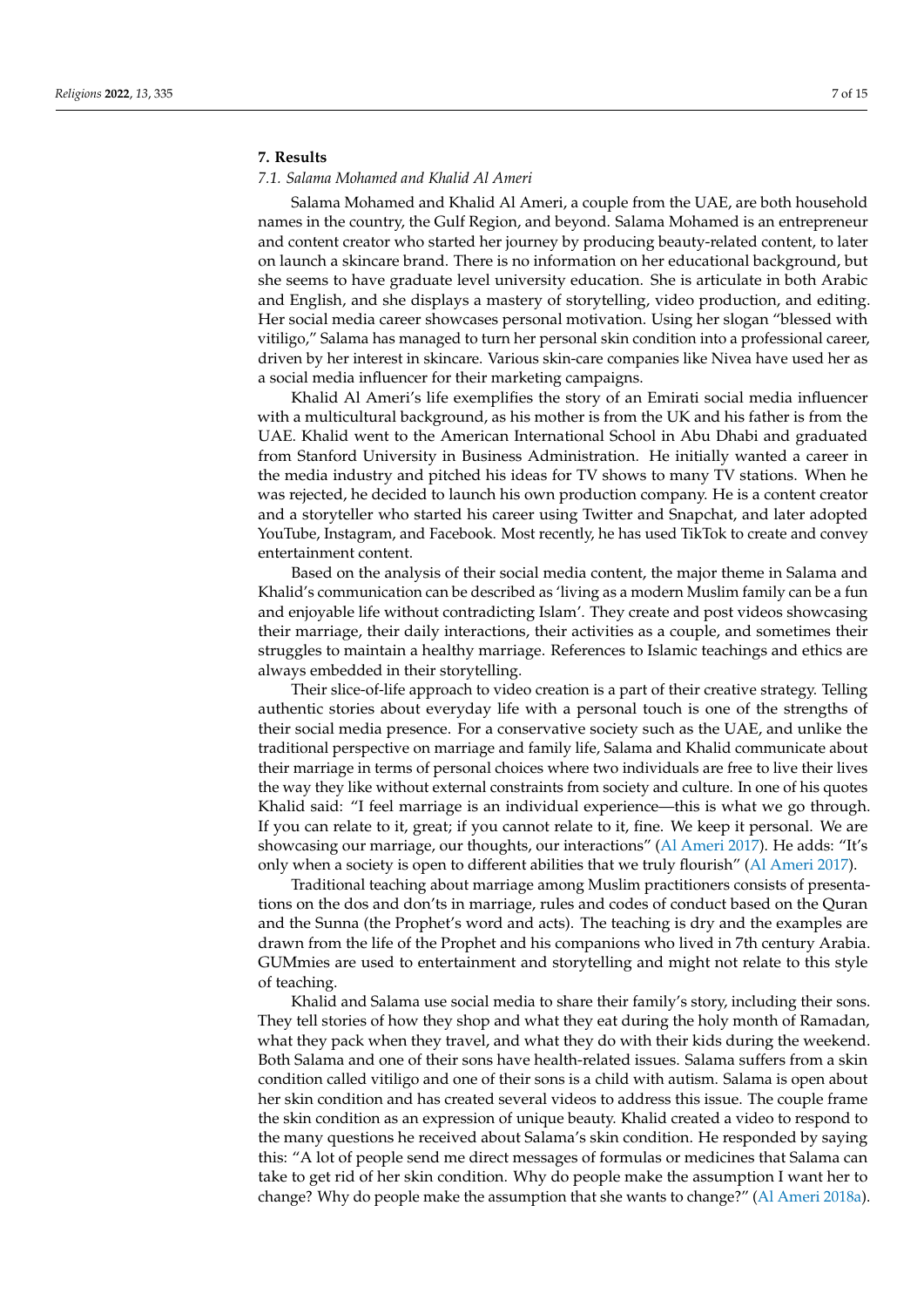## 7. Results

### 7.1. Salama Mohamed and Khalid Al Ameri

Salama Mohamed and Khalid Al Ameri, a couple from the UAE, are both household names in the country, the Gulf Region, and beyond. Salama Mohamed is an entrepreneur and content creator who started her journey by producing beauty-related content, to later on launch a skincare brand. There is no information on her educational background, but she seems to have graduate level university education. She is articulate in both Arabic and English, and she displays a mastery of storytelling, video production, and editing. Her social media career showcases personal motivation. Using her slogan "blessed with vitiligo," Salama has managed to turn her personal skin condition into a professional career, driven by her interest in skincare. Various skin-care companies like Nivea have used her as a social media influencer for their marketing campaigns.

Khalid Al Ameri's life exemplifies the story of an Emirati social media influencer with a multicultural background, as his mother is from the UK and his father is from the UAE. Khalid went to the American International School in Abu Dhabi and graduated from Stanford University in Business Administration. He initially wanted a career in the media industry and pitched his ideas for TV shows to many TV stations. When he was rejected, he decided to launch his own production company. He is a content creator and a storyteller who started his career using Twitter and Snapchat, and later adopted YouTube, Instagram, and Facebook. Most recently, he has used TikTok to create and convey entertainment content.

Based on the analysis of their social media content, the major theme in Salama and Khalid's communication can be described as 'living as a modern Muslim family can be a fun and enjoyable life without contradicting Islam'. They create and post videos showcasing their marriage, their daily interactions, their activities as a couple, and sometimes their struggles to maintain a healthy marriage. References to Islamic teachings and ethics are always embedded in their storytelling.

Their slice-of-life approach to video creation is a part of their creative strategy. Telling authentic stories about everyday life with a personal touch is one of the strengths of their social media presence. For a conservative society such as the UAE, and unlike the traditional perspective on marriage and family life, Salama and Khalid communicate about their marriage in terms of personal choices where two individuals are free to live their lives the way they like without external constraints from society and culture. In one of his quotes Khalid said: "I feel marriage is an individual experience—this is what we go through. If you can relate to it, great; if you cannot relate to it, fine. We keep it personal. We are showcasing our marriage, our thoughts, our interactions" (Al Ameri 2017). He adds: "It's only when a society is open to different abilities that we truly flourish" (Al Ameri 2017).

Traditional teaching about marriage among Muslim practitioners consists of presentations on the dos and don'ts in marriage, rules and codes of conduct based on the Quran and the Sunna (the Prophet's word and acts). The teaching is dry and the examples are drawn from the life of the Prophet and his companions who lived in 7th century Arabia. GUMmies are used to entertainment and storytelling and might not relate to this style of teaching.

Khalid and Salama use social media to share their family's story, including their sons. They tell stories of how they shop and what they eat during the holy month of Ramadan, what they pack when they travel, and what they do with their kids during the weekend. Both Salama and one of their sons have health-related issues. Salama suffers from a skin condition called vitiligo and one of their sons is a child with autism. Salama is open about her skin condition and has created several videos to address this issue. The couple frame the skin condition as an expression of unique beauty. Khalid created a video to respond to the many questions he received about Salama's skin condition. He responded by saying this: "A lot of people send me direct messages of formulas or medicines that Salama can take to get rid of her skin condition. Why do people make the assumption I want her to change? Why do people make the assumption that she wants to change?" (Al Ameri 2018a).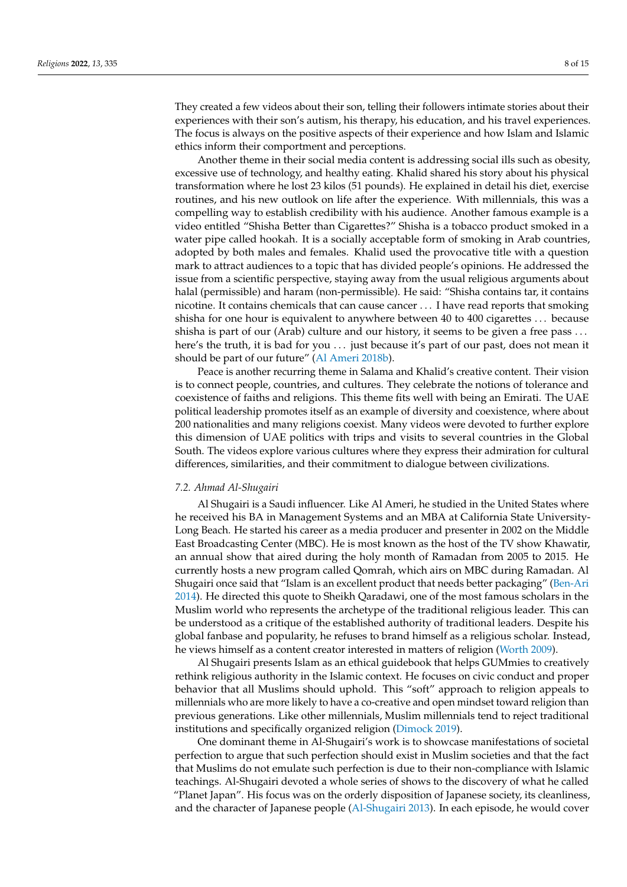They created a few videos about their son, telling their followers intimate stories about their experiences with their son's autism, his therapy, his education, and his travel experiences. The focus is always on the positive aspects of their experience and how Islam and Islamic ethics inform their comportment and perceptions.

Another theme in their social media content is addressing social ills such as obesity, excessive use of technology, and healthy eating. Khalid shared his story about his physical transformation where he lost 23 kilos (51 pounds). He explained in detail his diet, exercise routines, and his new outlook on life after the experience. With millennials, this was a compelling way to establish credibility with his audience. Another famous example is a video entitled "Shisha Better than Cigarettes?" Shisha is a tobacco product smoked in a water pipe called hookah. It is a socially acceptable form of smoking in Arab countries, adopted by both males and females. Khalid used the provocative title with a question mark to attract audiences to a topic that has divided people's opinions. He addressed the issue from a scientific perspective, staying away from the usual religious arguments about halal (permissible) and haram (non-permissible). He said: "Shisha contains tar, it contains nicotine. It contains chemicals that can cause cancer ... I have read reports that smoking shisha for one hour is equivalent to anywhere between 40 to 400 cigarettes ... because shisha is part of our (Arab) culture and our history, it seems to be given a free pass ... here's the truth, it is bad for you ... just because it's part of our past, does not mean it should be part of our future" (Al Ameri 2018b).

Peace is another recurring theme in Salama and Khalid's creative content. Their vision is to connect people, countries, and cultures. They celebrate the notions of tolerance and coexistence of faiths and religions. This theme fits well with being an Emirati. The UAE political leadership promotes itself as an example of diversity and coexistence, where about 200 nationalities and many religions coexist. Many videos were devoted to further explore this dimension of UAE politics with trips and visits to several countries in the Global South. The videos explore various cultures where they express their admiration for cultural differences, similarities, and their commitment to dialogue between civilizations.

### *7.2. Ahmad Al-Shugairi*

Al Shugairi is a Saudi influencer. Like Al Ameri, he studied in the United States where he received his BA in Management Systems and an MBA at California State University-Long Beach. He started his career as a media producer and presenter in 2002 on the Middle East Broadcasting Center (MBC). He is most known as the host of the TV show Khawatir, an annual show that aired during the holy month of Ramadan from 2005 to 2015. He currently hosts a new program called Qomrah, which airs on MBC during Ramadan. Al Shugairi once said that "Islam is an excellent product that needs better packaging" (Ben-Ari 2014). He directed this quote to Sheikh Qaradawi, one of the most famous scholars in the Muslim world who represents the archetype of the traditional religious leader. This can be understood as a critique of the established authority of traditional leaders. Despite his global fanbase and popularity, he refuses to brand himself as a religious scholar. Instead, he views himself as a content creator interested in matters of religion (Worth 2009).

Al Shugairi presents Islam as an ethical guidebook that helps GUMmies to creatively rethink religious authority in the Islamic context. He focuses on civic conduct and proper behavior that all Muslims should uphold. This "soft" approach to religion appeals to millennials who are more likely to have a co-creative and open mindset toward religion than previous generations. Like other millennials, Muslim millennials tend to reject traditional institutions and specifically organized religion (Dimock 2019).

One dominant theme in Al-Shugairi's work is to showcase manifestations of societal perfection to argue that such perfection should exist in Muslim societies and that the fact that Muslims do not emulate such perfection is due to their non-compliance with Islamic teachings. Al-Shugairi devoted a whole series of shows to the discovery of what he called "Planet Japan". His focus was on the orderly disposition of Japanese society, its cleanliness, and the character of Japanese people (Al-Shugairi 2013). In each episode, he would cover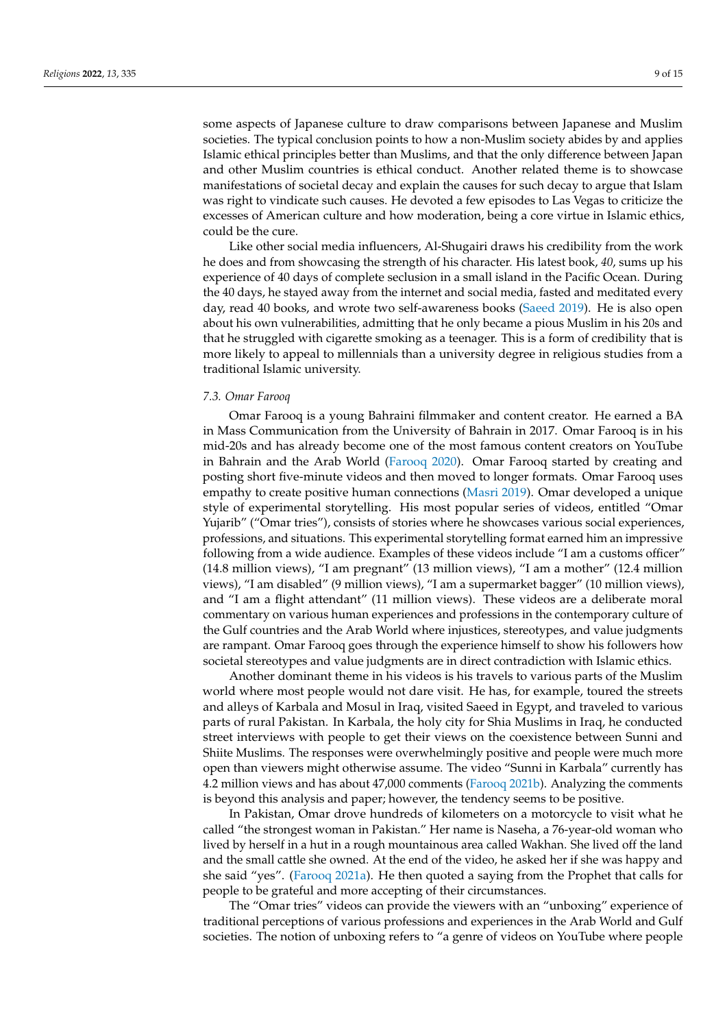some aspects of Japanese culture to draw comparisons between Japanese and Muslim societies. The typical conclusion points to how a non-Muslim society abides by and applies Islamic ethical principles better than Muslims, and that the only difference between Japan and other Muslim countries is ethical conduct. Another related theme is to showcase manifestations of societal decay and explain the causes for such decay to argue that Islam was right to vindicate such causes. He devoted a few episodes to Las Vegas to criticize the excesses of American culture and how moderation, being a core virtue in Islamic ethics, could be the cure.

Like other social media influencers, Al-Shugairi draws his credibility from the work he does and from showcasing the strength of his character. His latest book, *40*, sums up his experience of 40 days of complete seclusion in a small island in the Pacific Ocean. During the 40 days, he stayed away from the internet and social media, fasted and meditated every day, read 40 books, and wrote two self-awareness books (Saeed 2019). He is also open about his own vulnerabilities, admitting that he only became a pious Muslim in his 20s and that he struggled with cigarette smoking as a teenager. This is a form of credibility that is more likely to appeal to millennials than a university degree in religious studies from a traditional Islamic university.

### 7.3. Omar Farooq

Omar Farooq is a young Bahraini filmmaker and content creator. He earned a BA in Mass Communication from the University of Bahrain in 2017. Omar Farooq is in his mid-20s and has already become one of the most famous content creators on YouTube in Bahrain and the Arab World (Farooq 2020). Omar Farooq started by creating and posting short five-minute videos and then moved to longer formats. Omar Farooq uses empathy to create positive human connections (Masri 2019). Omar developed a unique style of experimental storytelling. His most popular series of videos, entitled "Omar Yujarib" ("Omar tries"), consists of stories where he showcases various social experiences, professions, and situations. This experimental storytelling format earned him an impressive following from a wide audience. Examples of these videos include "I am a customs officer" (14.8 million views), "I am pregnant" (13 million views), "I am a mother" (12.4 million views), "I am disabled" (9 million views), "I am a supermarket bagger" (10 million views), and "I am a flight attendant" (11 million views). These videos are a deliberate moral commentary on various human experiences and professions in the contemporary culture of the Gulf countries and the Arab World where injustices, stereotypes, and value judgments are rampant. Omar Farooq goes through the experience himself to show his followers how societal stereotypes and value judgments are in direct contradiction with Islamic ethics.

Another dominant theme in his videos is his travels to various parts of the Muslim world where most people would not dare visit. He has, for example, toured the streets and alleys of Karbala and Mosul in Iraq, visited Saeed in Egypt, and traveled to various parts of rural Pakistan. In Karbala, the holy city for Shia Muslims in Iraq, he conducted street interviews with people to get their views on the coexistence between Sunni and Shiite Muslims. The responses were overwhelmingly positive and people were much more open than viewers might otherwise assume. The video "Sunni in Karbala" currently has 4.2 million views and has about 47,000 comments (Farooq 2021b). Analyzing the comments is beyond this analysis and paper; however, the tendency seems to be positive.

In Pakistan, Omar drove hundreds of kilometers on a motorcycle to visit what he called "the strongest woman in Pakistan." Her name is Naseha, a 76-year-old woman who lived by herself in a hut in a rough mountainous area called Wakhan. She lived off the land and the small cattle she owned. At the end of the video, he asked her if she was happy and she said "yes". (Farooq 2021a). He then quoted a saying from the Prophet that calls for people to be grateful and more accepting of their circumstances.

The "Omar tries" videos can provide the viewers with an "unboxing" experience of traditional perceptions of various professions and experiences in the Arab World and Gulf societies. The notion of unboxing refers to "a genre of videos on YouTube where people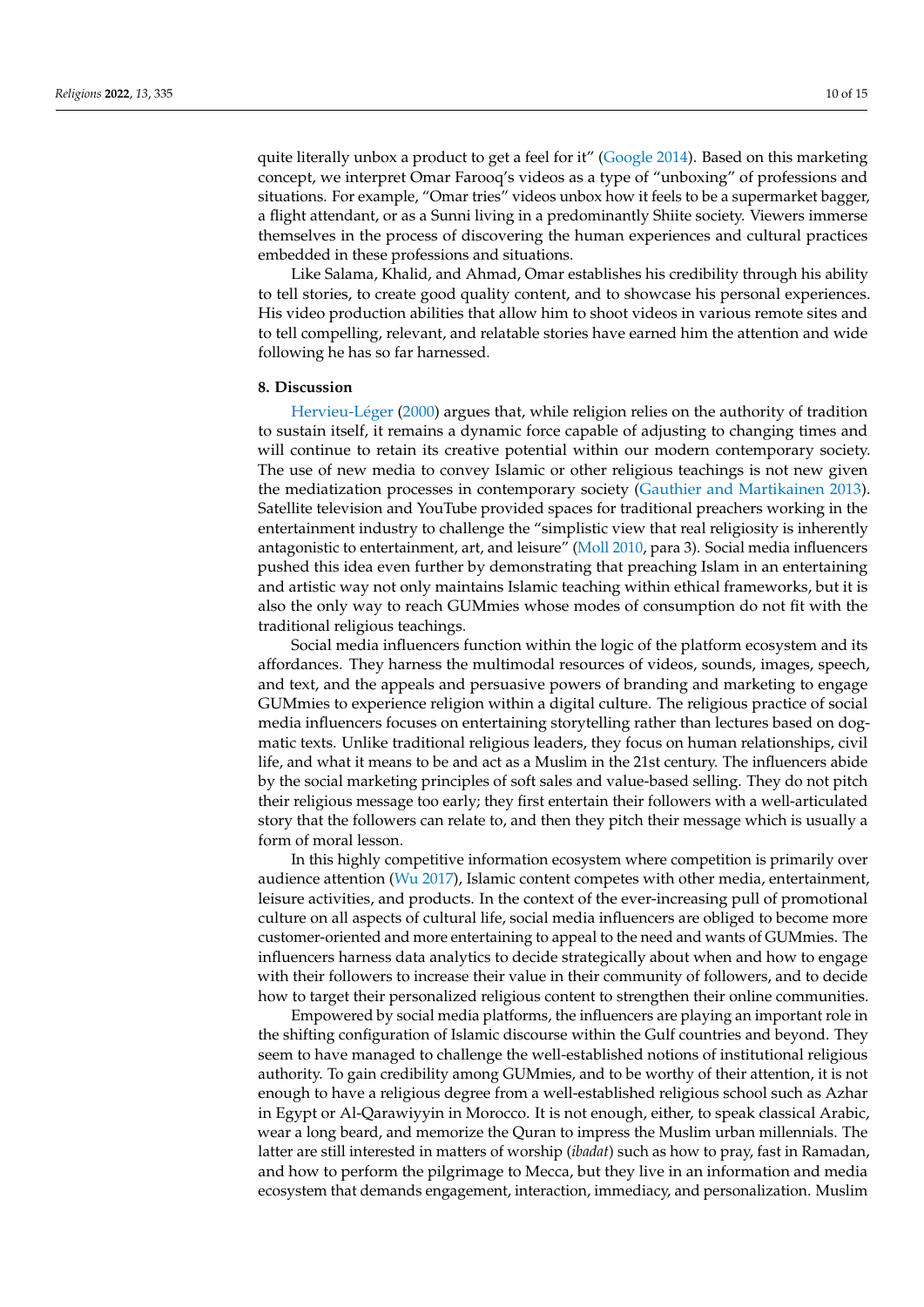quite literally unbox a product to get a feel for it" (Google 2014). Based on this marketing concept, we interpret Omar Farooq's videos as a type of "unboxing" of professions and situations. For example, "Omar tries" videos unbox how it feels to be a supermarket bagger, a flight attendant, or as a Sunni living in a predominantly Shiite society. Viewers immerse themselves in the process of discovering the human experiences and cultural practices embedded in these professions and situations.

Like Salama, Khalid, and Ahmad, Omar establishes his credibility through his ability to tell stories, to create good quality content, and to showcase his personal experiences. His video production abilities that allow him to shoot videos in various remote sites and to tell compelling, relevant, and relatable stories have earned him the attention and wide following he has so far harnessed.

## 8. Discussion

Hervieu-Léger (2000) argues that, while religion relies on the authority of tradition to sustain itself, it remains a dynamic force capable of adjusting to changing times and will continue to retain its creative potential within our modern contemporary society. The use of new media to convey Islamic or other religious teachings is not new given the mediatization processes in contemporary society (Gauthier and Martikainen 2013). Satellite television and YouTube provided spaces for traditional preachers working in the entertainment industry to challenge the "simplistic view that real religiosity is inherently antagonistic to entertainment, art, and leisure" (Moll 2010, para 3). Social media influencers pushed this idea even further by demonstrating that preaching Islam in an entertaining and artistic way not only maintains Islamic teaching within ethical frameworks, but it is also the only way to reach GUMmies whose modes of consumption do not fit with the traditional religious teachings.

Social media influencers function within the logic of the platform ecosystem and its affordances. They harness the multimodal resources of videos, sounds, images, speech, and text, and the appeals and persuasive powers of branding and marketing to engage GUMmies to experience religion within a digital culture. The religious practice of social media influencers focuses on entertaining storytelling rather than lectures based on dogmatic texts. Unlike traditional religious leaders, they focus on human relationships, civil life, and what it means to be and act as a Muslim in the 21st century. The influencers abide by the social marketing principles of soft sales and value-based selling. They do not pitch their religious message too early; they first entertain their followers with a well-articulated story that the followers can relate to, and then they pitch their message which is usually a form of moral lesson.

In this highly competitive information ecosystem where competition is primarily over audience attention (Wu 2017), Islamic content competes with other media, entertainment, leisure activities, and products. In the context of the ever-increasing pull of promotional culture on all aspects of cultural life, social media influencers are obliged to become more customer-oriented and more entertaining to appeal to the need and wants of GUMmies. The influencers harness data analytics to decide strategically about when and how to engage with their followers to increase their value in their community of followers, and to decide how to target their personalized religious content to strengthen their online communities.

Empowered by social media platforms, the influencers are playing an important role in the shifting configuration of Islamic discourse within the Gulf countries and beyond. They seem to have managed to challenge the well-established notions of institutional religious authority. To gain credibility among GUMmies, and to be worthy of their attention, it is not enough to have a religious degree from a well-established religious school such as Azhar in Egypt or Al-Qarawiyyin in Morocco. It is not enough, either, to speak classical Arabic, wear a long beard, and memorize the Quran to impress the Muslim urban millennials. The latter are still interested in matters of worship (*ibadat*) such as how to pray, fast in Ramadan, and how to perform the pilgrimage to Mecca, but they live in an information and media ecosystem that demands engagement, interaction, immediacy, and personalization. Muslim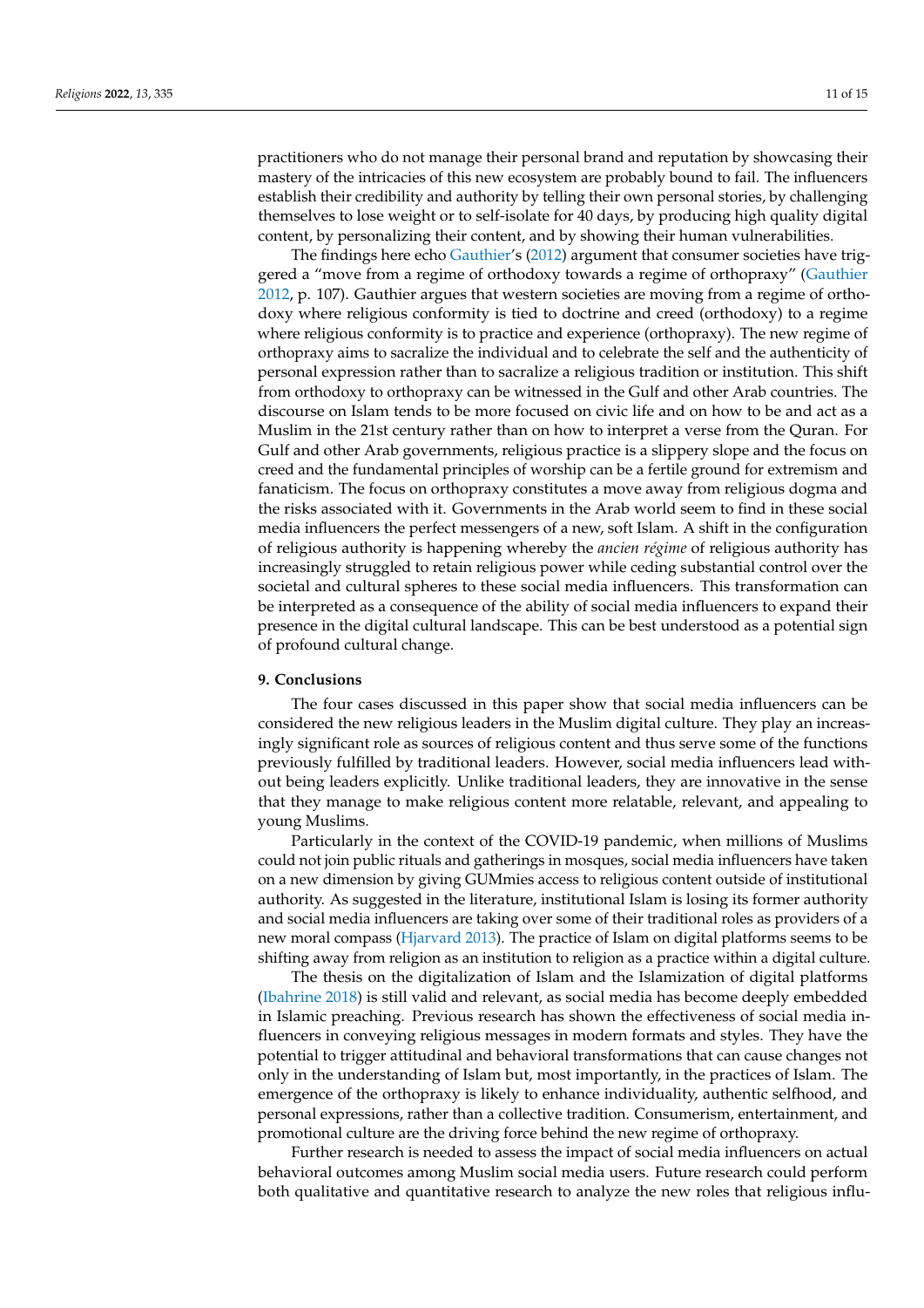practitioners who do not manage their personal brand and reputation by showcasing their mastery of the intricacies of this new ecosystem are probably bound to fail. The influencers establish their credibility and authority by telling their own personal stories, by challenging themselves to lose weight or to self-isolate for 40 days, by producing high quality digital content, by personalizing their content, and by showing their human vulnerabilities.

The findings here echo Gauthier's (2012) argument that consumer societies have triggered a "move from a regime of orthodoxy towards a regime of orthopraxy" (Gauthier 2012, p. 107). Gauthier argues that western societies are moving from a regime of orthodoxy where religious conformity is tied to doctrine and creed (orthodoxy) to a regime where religious conformity is to practice and experience (orthopraxy). The new regime of orthopraxy aims to sacralize the individual and to celebrate the self and the authenticity of personal expression rather than to sacralize a religious tradition or institution. This shift from orthodoxy to orthopraxy can be witnessed in the Gulf and other Arab countries. The discourse on Islam tends to be more focused on civic life and on how to be and act as a Muslim in the 21st century rather than on how to interpret a verse from the Quran. For Gulf and other Arab governments, religious practice is a slippery slope and the focus on creed and the fundamental principles of worship can be a fertile ground for extremism and fanaticism. The focus on orthopraxy constitutes a move away from religious dogma and the risks associated with it. Governments in the Arab world seem to find in these social media influencers the perfect messengers of a new, soft Islam. A shift in the configuration of religious authority is happening whereby the *ancien régime* of religious authority has increasingly struggled to retain religious power while ceding substantial control over the societal and cultural spheres to these social media influencers. This transformation can be interpreted as a consequence of the ability of social media influencers to expand their presence in the digital cultural landscape. This can be best understood as a potential sign of profound cultural change.

## 9. Conclusions

The four cases discussed in this paper show that social media influencers can be considered the new religious leaders in the Muslim digital culture. They play an increasingly significant role as sources of religious content and thus serve some of the functions previously fulfilled by traditional leaders. However, social media influencers lead without being leaders explicitly. Unlike traditional leaders, they are innovative in the sense that they manage to make religious content more relatable, relevant, and appealing to young Muslims.

Particularly in the context of the COVID-19 pandemic, when millions of Muslims could not join public rituals and gatherings in mosques, social media influencers have taken on a new dimension by giving GUMmies access to religious content outside of institutional authority. As suggested in the literature, institutional Islam is losing its former authority and social media influencers are taking over some of their traditional roles as providers of a new moral compass (Hjarvard 2013). The practice of Islam on digital platforms seems to be shifting away from religion as an institution to religion as a practice within a digital culture.

The thesis on the digitalization of Islam and the Islamization of digital platforms (Ibahrine 2018) is still valid and relevant, as social media has become deeply embedded in Islamic preaching. Previous research has shown the effectiveness of social media influencers in conveying religious messages in modern formats and styles. They have the potential to trigger attitudinal and behavioral transformations that can cause changes not only in the understanding of Islam but, most importantly, in the practices of Islam. The emergence of the orthopraxy is likely to enhance individuality, authentic selfhood, and personal expressions, rather than a collective tradition. Consumerism, entertainment, and promotional culture are the driving force behind the new regime of orthopraxy.

Further research is needed to assess the impact of social media influencers on actual behavioral outcomes among Muslim social media users. Future research could perform both qualitative and quantitative research to analyze the new roles that religious influ-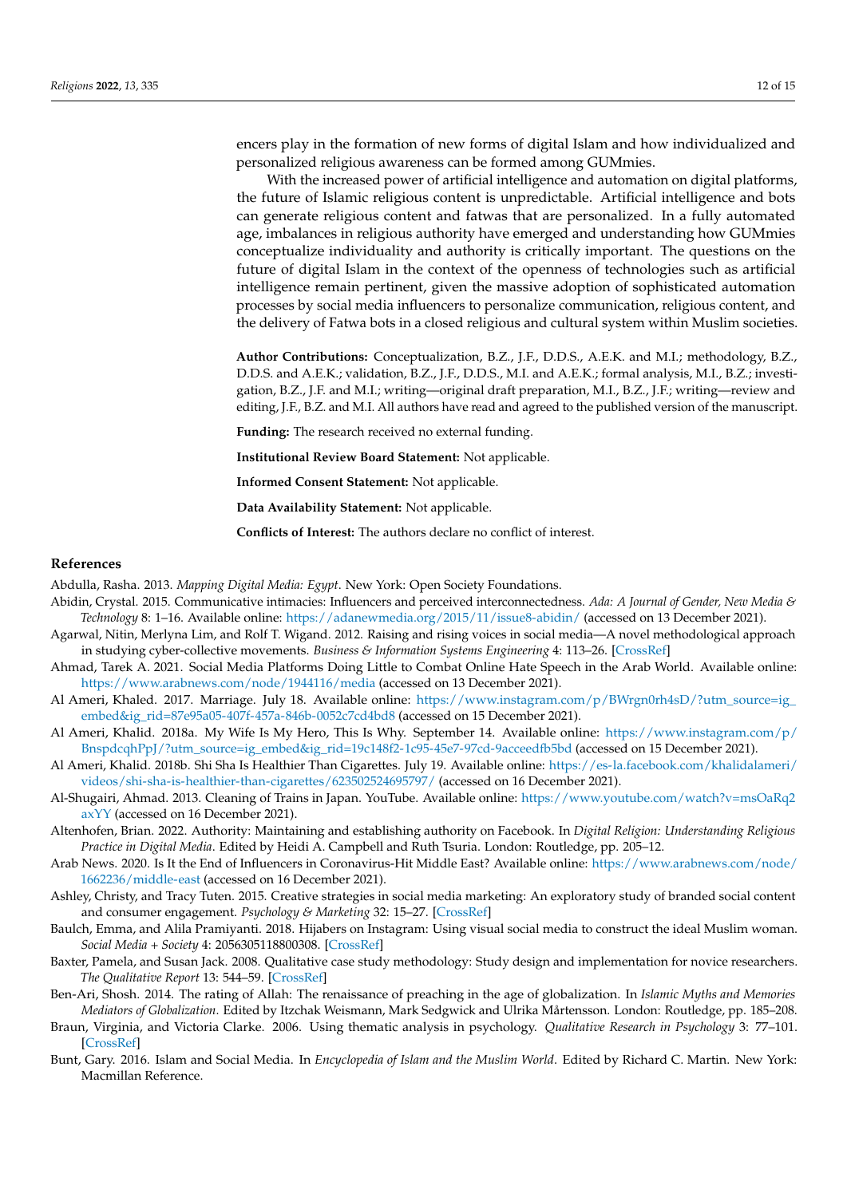encers play in the formation of new forms of digital Islam and how individualized and personalized religious awareness can be formed among GUMmies.

With the increased power of artificial intelligence and automation on digital platforms, the future of Islamic religious content is unpredictable. Artificial intelligence and bots can generate religious content and fatwas that are personalized. In a fully automated age, imbalances in religious authority have emerged and understanding how GUMmies conceptualize individuality and authority is critically important. The questions on the future of digital Islam in the context of the openness of technologies such as artificial intelligence remain pertinent, given the massive adoption of sophisticated automation processes by social media influencers to personalize communication, religious content, and the delivery of Fatwa bots in a closed religious and cultural system within Muslim societies.

**Author Contributions:** Conceptualization, B.Z., J.F., D.D.S., A.E.K. and M.I.; methodology, B.Z., D.D.S. and A.E.K.; validation, B.Z., J.F., D.D.S., M.I. and A.E.K.; formal analysis, M.I., B.Z.; investigation, B.Z., J.F. and M.I.; writing—original draft preparation, M.I., B.Z., J.F.; writing—review and editing, J.F., B.Z. and M.I. All authors have read and agreed to the published version of the manuscript.

**Funding:** The research received no external funding.

**Institutional Review Board Statement:** Not applicable.

**Informed Consent Statement:** Not applicable.

**Data Availability Statement:** Not applicable.

**Conflicts of Interest:** The authors declare no conflict of interest.

## References

Abdulla, Rasha. 2013. *Mapping Digital Media: Egypt*. New York: Open Society Foundations.

Abidin, Crystal. 2015. Communicative intimacies: Influencers and perceived interconnectedness. *Ada: A Journal of Gender, New Media & Technology* 8: 1–16. Available online: https://adanewmedia.org/2015/11/issue8-abidin/ (accessed on 13 December 2021).

Agarwal, Nitin, Merlyna Lim, and Rolf T. Wigand. 2012. Raising and rising voices in social media—A novel methodological approach in studying cyber-collective movements. *Business & Information Systems Engineering* 4: 113–26. [CrossRef]

Ahmad, Tarek A. 2021. Social Media Platforms Doing Little to Combat Online Hate Speech in the Arab World. Available online: https://www.arabnews.com/node/1944116/media (accessed on 13 December 2021).

Al Ameri, Khaled. 2017. Marriage. July 18. Available online: https://www.instagram.com/p/BWrgn0rh4sD/?utm_source=ig_embed&ig_rid=87e95a05-407f-457a-846b-0052c7cd4bd8 (accessed on 15 December 2021).

Al Ameri, Khalid. 2018a. My Wife Is My Hero, This Is Why. September 14. Available online: https://www.instagram.com/p/BnspdcqhPpJ/?utm_source=ig_embed&ig_rid=19c148f2-1c95-45e7-97cd-9acceedfb5bd (accessed on 15 December 2021).

Al Ameri, Khalid. 2018b. Shi Sha Is Healthier Than Cigarettes. July 19. Available online: https://es-la.facebook.com/khalidalameri/videos/shi-sha-is-healthier-than-cigarettes/623502524695797/ (accessed on 16 December 2021).

Al-Shugairi, Ahmad. 2013. Cleaning of Trains in Japan. YouTube. Available online: https://www.youtube.com/watch?v=msOaRq2axYY (accessed on 16 December 2021).

Altenhofen, Brian. 2022. Authority: Maintaining and establishing authority on Facebook. In *Digital Religion: Understanding Religious Practice in Digital Media*. Edited by Heidi A. Campbell and Ruth Tsuria. London: Routledge, pp. 205–12.

Arab News. 2020. Is It the End of Influencers in Coronavirus-Hit Middle East? Available online: https://www.arabnews.com/node/1662236/middle-east (accessed on 16 December 2021).

Ashley, Christy, and Tracy Tuten. 2015. Creative strategies in social media marketing: An exploratory study of branded social content and consumer engagement. *Psychology & Marketing* 32: 15–27. [CrossRef]

Baulch, Emma, and Alila Pramiyanti. 2018. Hijabers on Instagram: Using visual social media to construct the ideal Muslim woman. *Social Media + Society* 4: 2056305118800308. [CrossRef]

Baxter, Pamela, and Susan Jack. 2008. Qualitative case study methodology: Study design and implementation for novice researchers. *The Qualitative Report* 13: 544–59. [CrossRef]

Ben-Ari, Shosh. 2014. The rating of Allah: The renaissance of preaching in the age of globalization. In *Islamic Myths and Memories Mediators of Globalization*. Edited by Itzchak Weismann, Mark Sedgwick and Ulrika Mårtensson. London: Routledge, pp. 185–208.

Braun, Virginia, and Victoria Clarke. 2006. Using thematic analysis in psychology. *Qualitative Research in Psychology* 3: 77–101. [CrossRef]

Bunt, Gary. 2016. Islam and Social Media. In *Encyclopedia of Islam and the Muslim World*. Edited by Richard C. Martin. New York: Macmillan Reference.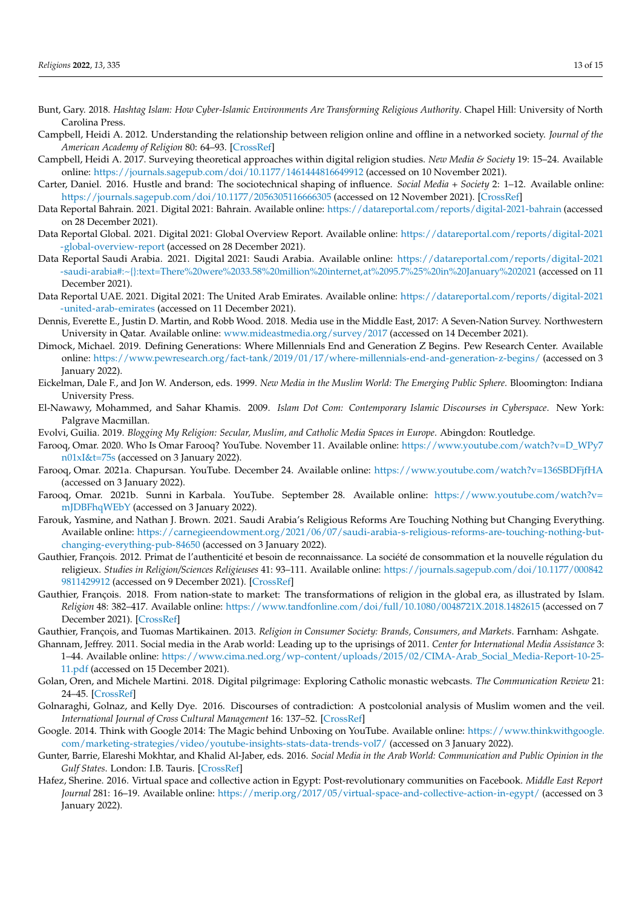Bunt, Gary. 2018. *Hashtag Islam: How Cyber-Islamic Environments Are Transforming Religious Authority*. Chapel Hill: University of North Carolina Press.

Campbell, Heidi A. 2012. Understanding the relationship between religion online and offline in a networked society. *Journal of the American Academy of Religion* 80: 64–93. [CrossRef]

Campbell, Heidi A. 2017. Surveying theoretical approaches within digital religion studies. *New Media & Society* 19: 15–24. Available online: https://journals.sagepub.com/doi/10.1177/1461444816649912 (accessed on 10 November 2021).

Carter, Daniel. 2016. Hustle and brand: The sociotechnical shaping of influence. *Social Media + Society* 2: 1–12. Available online: https://journals.sagepub.com/doi/10.1177/2056305116666305 (accessed on 12 November 2021). [CrossRef]

Data Reportal Bahrain. 2021. Digital 2021: Bahrain. Available online: https://datareportal.com/reports/digital-2021-bahrain (accessed on 28 December 2021).

Data Reportal Global. 2021. Digital 2021: Global Overview Report. Available online: https://datareportal.com/reports/digital-2021-global-overview-report (accessed on 28 December 2021).

Data Reportal Saudi Arabia. 2021. Digital 2021: Saudi Arabia. Available online: https://datareportal.com/reports/digital-2021-saudi-arabia#:~{}:text=There%20were%2033.58%20million%20internet,at%2095.7%25%20in%20January%202021 (accessed on 11 December 2021).

Data Reportal UAE. 2021. Digital 2021: The United Arab Emirates. Available online: https://datareportal.com/reports/digital-2021-united-arab-emirates (accessed on 11 December 2021).

Dennis, Everette E., Justin D. Martin, and Robb Wood. 2018. Media use in the Middle East, 2017: A Seven-Nation Survey. Northwestern University in Qatar. Available online: www.mideastmedia.org/survey/2017 (accessed on 14 December 2021).

Dimock, Michael. 2019. Defining Generations: Where Millennials End and Generation Z Begins. Pew Research Center. Available online: https://www.pewresearch.org/fact-tank/2019/01/17/where-millennials-end-and-generation-z-begins/ (accessed on 3 January 2022).

Eickelman, Dale F., and Jon W. Anderson, eds. 1999. *New Media in the Muslim World: The Emerging Public Sphere*. Bloomington: Indiana University Press.

El-Nawawy, Mohammed, and Sahar Khamis. 2009. *Islam Dot Com: Contemporary Islamic Discourses in Cyberspace*. New York: Palgrave Macmillan.

Evolvi, Guilia. 2019. *Blogging My Religion: Secular, Muslim, and Catholic Media Spaces in Europe*. Abingdon: Routledge.

Farooq, Omar. 2020. Who Is Omar Farooq? YouTube. November 11. Available online: https://www.youtube.com/watch?v=D_WPy7n01xI&t=75s (accessed on 3 January 2022).

Farooq, Omar. 2021a. Chapursan. YouTube. December 24. Available online: https://www.youtube.com/watch?v=136SBDFjfHA (accessed on 3 January 2022).

Farooq, Omar. 2021b. Sunni in Karbala. YouTube. September 28. Available online: https://www.youtube.com/watch?v=mJDBFhqWEbY (accessed on 3 January 2022).

Farouk, Yasmine, and Nathan J. Brown. 2021. Saudi Arabia's Religious Reforms Are Touching Nothing but Changing Everything. Available online: https://carnegieendowment.org/2021/06/07/saudi-arabia-s-religious-reforms-are-touching-nothing-but-changing-everything-pub-84650 (accessed on 3 January 2022).

Gauthier, François. 2012. Primat de l'authenticité et besoin de reconnaissance. La société de consommation et la nouvelle régulation du religieux. *Studies in Religion/Sciences Religieuses* 41: 93–111. Available online: https://journals.sagepub.com/doi/10.1177/0008429811429912 (accessed on 9 December 2021). [CrossRef]

Gauthier, François. 2018. From nation-state to market: The transformations of religion in the global era, as illustrated by Islam. *Religion* 48: 382–417. Available online: https://www.tandfonline.com/doi/full/10.1080/0048721X.2018.1482615 (accessed on 7 December 2021). [CrossRef]

Gauthier, François, and Tuomas Martikainen. 2013. *Religion in Consumer Society: Brands, Consumers, and Markets*. Farnham: Ashgate.

Ghannam, Jeffrey. 2011. Social media in the Arab world: Leading up to the uprisings of 2011. *Center for International Media Assistance* 3: 1–44. Available online: https://www.cima.ned.org/wp-content/uploads/2015/02/CIMA-Arab_Social_Media-Report-10-25-11.pdf (accessed on 15 December 2021).

Golan, Oren, and Michele Martini. 2018. Digital pilgrimage: Exploring Catholic monastic webcasts. *The Communication Review* 21: 24–45. [CrossRef]

Golnaraghi, Golnaz, and Kelly Dye. 2016. Discourses of contradiction: A postcolonial analysis of Muslim women and the veil. *International Journal of Cross Cultural Management* 16: 137–52. [CrossRef]

Google. 2014. Think with Google 2014: The Magic behind Unboxing on YouTube. Available online: https://www.thinkwithgoogle.com/marketing-strategies/video/youtube-insights-stats-data-trends-vol7/ (accessed on 3 January 2022).

Gunter, Barrie, Elareshi Mokhtar, and Khalid Al-Jaber, eds. 2016. *Social Media in the Arab World: Communication and Public Opinion in the Gulf States*. London: I.B. Tauris. [CrossRef]

Hafez, Sherine. 2016. Virtual space and collective action in Egypt: Post-revolutionary communities on Facebook. *Middle East Report Journal* 281: 16–19. Available online: https://merip.org/2017/05/virtual-space-and-collective-action-in-egypt/ (accessed on 3 January 2022).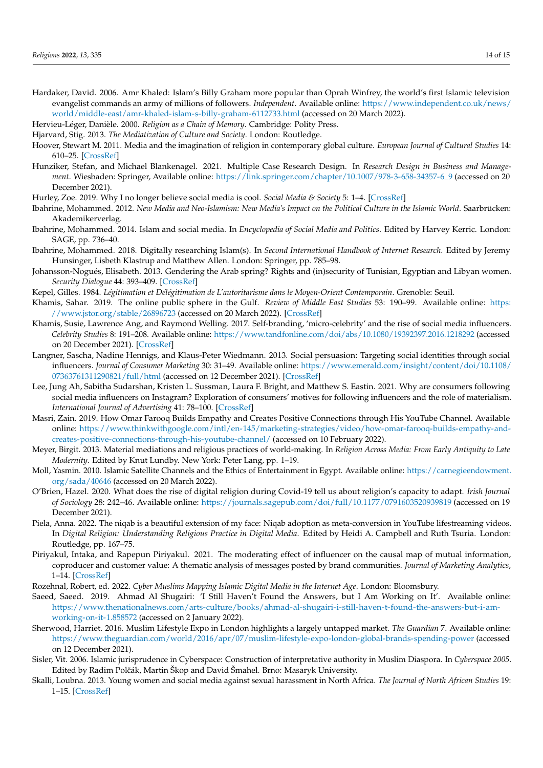Hardaker, David. 2006. Amr Khaled: Islam's Billy Graham more popular than Oprah Winfrey, the world's first Islamic television evangelist commands an army of millions of followers. *Independent*. Available online: https://www.independent.co.uk/news/world/middle-east/amr-khaled-islam-s-billy-graham-6112733.html (accessed on 20 March 2022).

Hervieu-Léger, Danièle. 2000. *Religion as a Chain of Memory*. Cambridge: Polity Press.

Hjarvard, Stig. 2013. *The Mediatization of Culture and Society*. London: Routledge.

Hoover, Stewart M. 2011. Media and the imagination of religion in contemporary global culture. *European Journal of Cultural Studies* 14: 610–25. [CrossRef]

Hunziker, Stefan, and Michael Blankenagel. 2021. Multiple Case Research Design. In *Research Design in Business and Management*. Wiesbaden: Springer, Available online: https://link.springer.com/chapter/10.1007/978-3-658-34357-6_9 (accessed on 20 December 2021).

Hurley, Zoe. 2019. Why I no longer believe social media is cool. *Social Media & Society* 5: 1–4. [CrossRef]

Ibahrine, Mohammed. 2012. *New Media and Neo-Islamism: New Media's Impact on the Political Culture in the Islamic World*. Saarbrücken: Akademikerverlag.

Ibahrine, Mohammed. 2014. Islam and social media. In *Encyclopedia of Social Media and Politics*. Edited by Harvey Kerric. London: SAGE, pp. 736–40.

Ibahrine, Mohammed. 2018. Digitally researching Islam(s). In *Second International Handbook of Internet Research*. Edited by Jeremy Hunsinger, Lisbeth Klastrup and Matthew Allen. London: Springer, pp. 785–98.

Johansson-Nogués, Elisabeth. 2013. Gendering the Arab spring? Rights and (in)security of Tunisian, Egyptian and Libyan women. *Security Dialogue* 44: 393–409. [CrossRef]

Kepel, Gilles. 1984. *Légitimation et Délégitimation de L'autoritarisme dans le Moyen-Orient Contemporain*. Grenoble: Seuil.

Khamis, Sahar. 2019. The online public sphere in the Gulf. *Review of Middle East Studies* 53: 190–99. Available online: https://www.jstor.org/stable/26896723 (accessed on 20 March 2022). [CrossRef]

Khamis, Susie, Lawrence Ang, and Raymond Welling. 2017. Self-branding, 'micro-celebrity' and the rise of social media influencers. *Celebrity Studies* 8: 191–208. Available online: https://www.tandfonline.com/doi/abs/10.1080/19392397.2016.1218292 (accessed on 20 December 2021). [CrossRef]

Langner, Sascha, Nadine Hennigs, and Klaus-Peter Wiedmann. 2013. Social persuasion: Targeting social identities through social influencers. *Journal of Consumer Marketing* 30: 31–49. Available online: https://www.emerald.com/insight/content/doi/10.1108/07363761311290821/full/html (accessed on 12 December 2021). [CrossRef]

Lee, Jung Ah, Sabitha Sudarshan, Kristen L. Sussman, Laura F. Bright, and Matthew S. Eastin. 2021. Why are consumers following social media influencers on Instagram? Exploration of consumers' motives for following influencers and the role of materialism. *International Journal of Advertising* 41: 78–100. [CrossRef]

Masri, Zain. 2019. How Omar Farooq Builds Empathy and Creates Positive Connections through His YouTube Channel. Available online: https://www.thinkwithgoogle.com/intl/en-145/marketing-strategies/video/how-omar-farooq-builds-empathy-and-creates-positive-connections-through-his-youtube-channel/ (accessed on 10 February 2022).

Meyer, Birgit. 2013. Material mediations and religious practices of world-making. In *Religion Across Media: From Early Antiquity to Late Modernity*. Edited by Knut Lundby. New York: Peter Lang, pp. 1–19.

Moll, Yasmin. 2010. Islamic Satellite Channels and the Ethics of Entertainment in Egypt. Available online: https://carnegieendowment.org/sada/40646 (accessed on 20 March 2022).

O'Brien, Hazel. 2020. What does the rise of digital religion during Covid-19 tell us about religion's capacity to adapt. *Irish Journal of Sociology* 28: 242–46. Available online: https://journals.sagepub.com/doi/full/10.1177/0791603520939819 (accessed on 19 December 2021).

Piela, Anna. 2022. The niqab is a beautiful extension of my face: Niqab adoption as meta-conversion in YouTube lifestreaming videos. In *Digital Religion: Understanding Religious Practice in Digital Media*. Edited by Heidi A. Campbell and Ruth Tsuria. London: Routledge, pp. 167–75.

Piriyakul, Intaka, and Rapepun Piriyakul. 2021. The moderating effect of influencer on the causal map of mutual information, coproducer and customer value: A thematic analysis of messages posted by brand communities. *Journal of Marketing Analytics*, 1–14. [CrossRef]

Rozehnal, Robert, ed. 2022. *Cyber Muslims Mapping Islamic Digital Media in the Internet Age*. London: Bloomsbury.

Saeed, Saeed. 2019. Ahmad Al Shugairi: 'I Still Haven't Found the Answers, but I Am Working on It'. Available online: https://www.thenationalnews.com/arts-culture/books/ahmad-al-shugairi-i-still-haven-t-found-the-answers-but-i-am-working-on-it-1.858572 (accessed on 2 January 2022).

Sherwood, Harriet. 2016. Muslim Lifestyle Expo in London highlights a largely untapped market. *The Guardian* 7. Available online: https://www.theguardian.com/world/2016/apr/07/muslim-lifestyle-expo-london-global-brands-spending-power (accessed on 12 December 2021).

Sisler, Vit. 2006. Islamic jurisprudence in Cyberspace: Construction of interpretative authority in Muslim Diaspora. In *Cyberspace 2005*. Edited by Radim Polčák, Martin Škop and David Šmahel. Brno: Masaryk University.

Skalli, Loubna. 2013. Young women and social media against sexual harassment in North Africa. *The Journal of North African Studies* 19: 1–15. [CrossRef]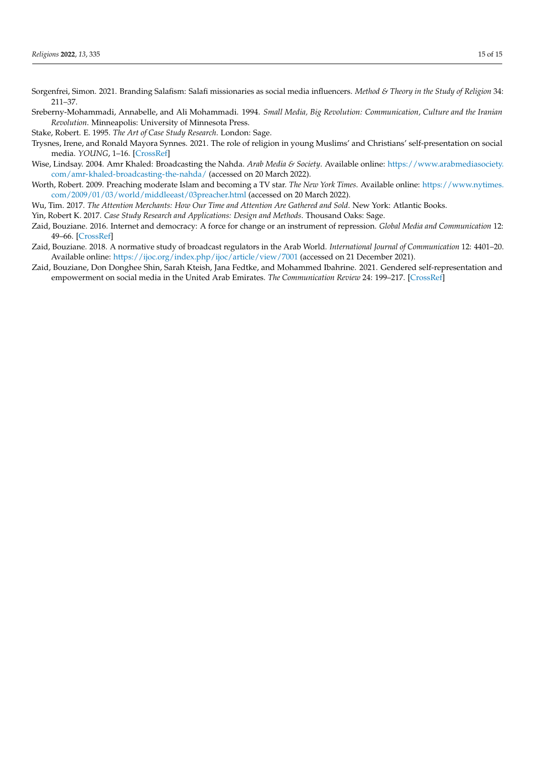Sorgenfrei, Simon. 2021. Branding Salafism: Salafi missionaries as social media influencers. *Method & Theory in the Study of Religion* 34: 211–37.

Sreberny-Mohammadi, Annabelle, and Ali Mohammadi. 1994. *Small Media, Big Revolution: Communication, Culture and the Iranian Revolution*. Minneapolis: University of Minnesota Press.

Stake, Robert. E. 1995. *The Art of Case Study Research*. London: Sage.

Trysnes, Irene, and Ronald Mayora Synnes. 2021. The role of religion in young Muslims' and Christians' self-presentation on social media. *YOUNG*, 1–16. [CrossRef]

Wise, Lindsay. 2004. Amr Khaled: Broadcasting the Nahda. *Arab Media & Society*. Available online: https://www.arabmediasociety.com/amr-khaled-broadcasting-the-nahda/ (accessed on 20 March 2022).

Worth, Robert. 2009. Preaching moderate Islam and becoming a TV star. *The New York Times*. Available online: https://www.nytimes.com/2009/01/03/world/middleeast/03preacher.html (accessed on 20 March 2022).

Wu, Tim. 2017. *The Attention Merchants: How Our Time and Attention Are Gathered and Sold*. New York: Atlantic Books.

Yin, Robert K. 2017. *Case Study Research and Applications: Design and Methods*. Thousand Oaks: Sage.

Zaid, Bouziane. 2016. Internet and democracy: A force for change or an instrument of repression. *Global Media and Communication* 12: 49–66. [CrossRef]

Zaid, Bouziane. 2018. A normative study of broadcast regulators in the Arab World. *International Journal of Communication* 12: 4401–20. Available online: https://ijoc.org/index.php/ijoc/article/view/7001 (accessed on 21 December 2021).

Zaid, Bouziane, Don Donghee Shin, Sarah Kteish, Jana Fedtke, and Mohammed Ibahrine. 2021. Gendered self-representation and empowerment on social media in the United Arab Emirates. *The Communication Review* 24: 199–217. [CrossRef]